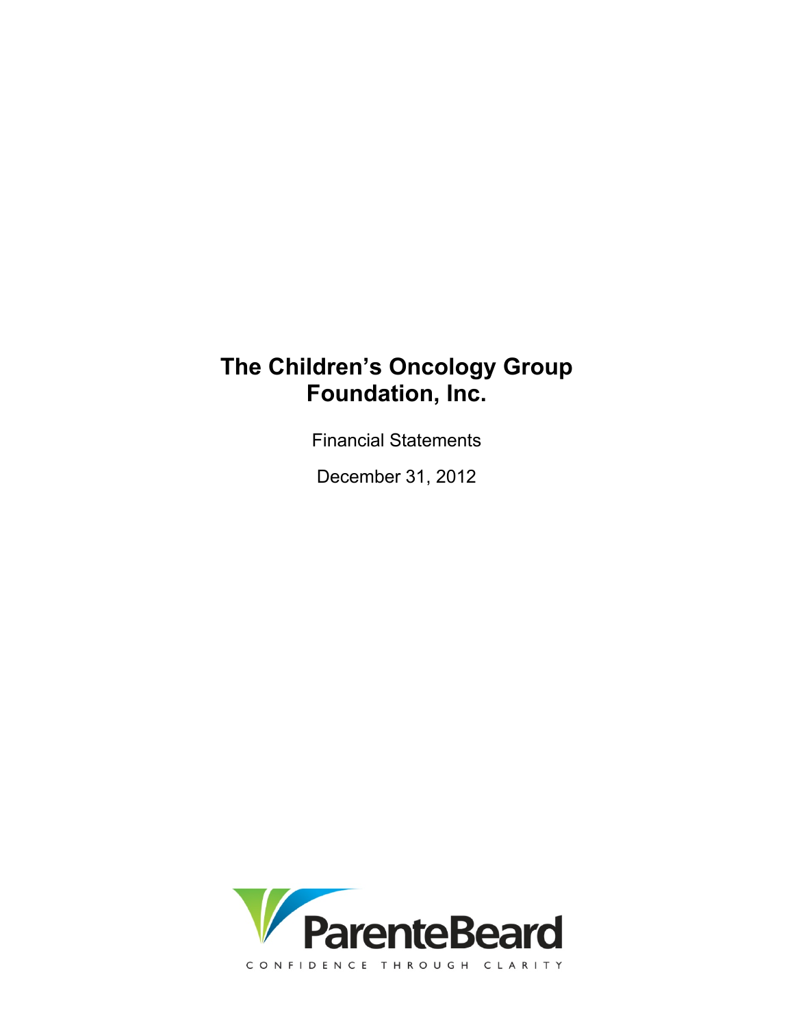# The Children's Oncology Group Foundation, Inc.

Financial Statements

December 31, 2012

ParenteBeard

CONFIDENCE THROUGH CLARITY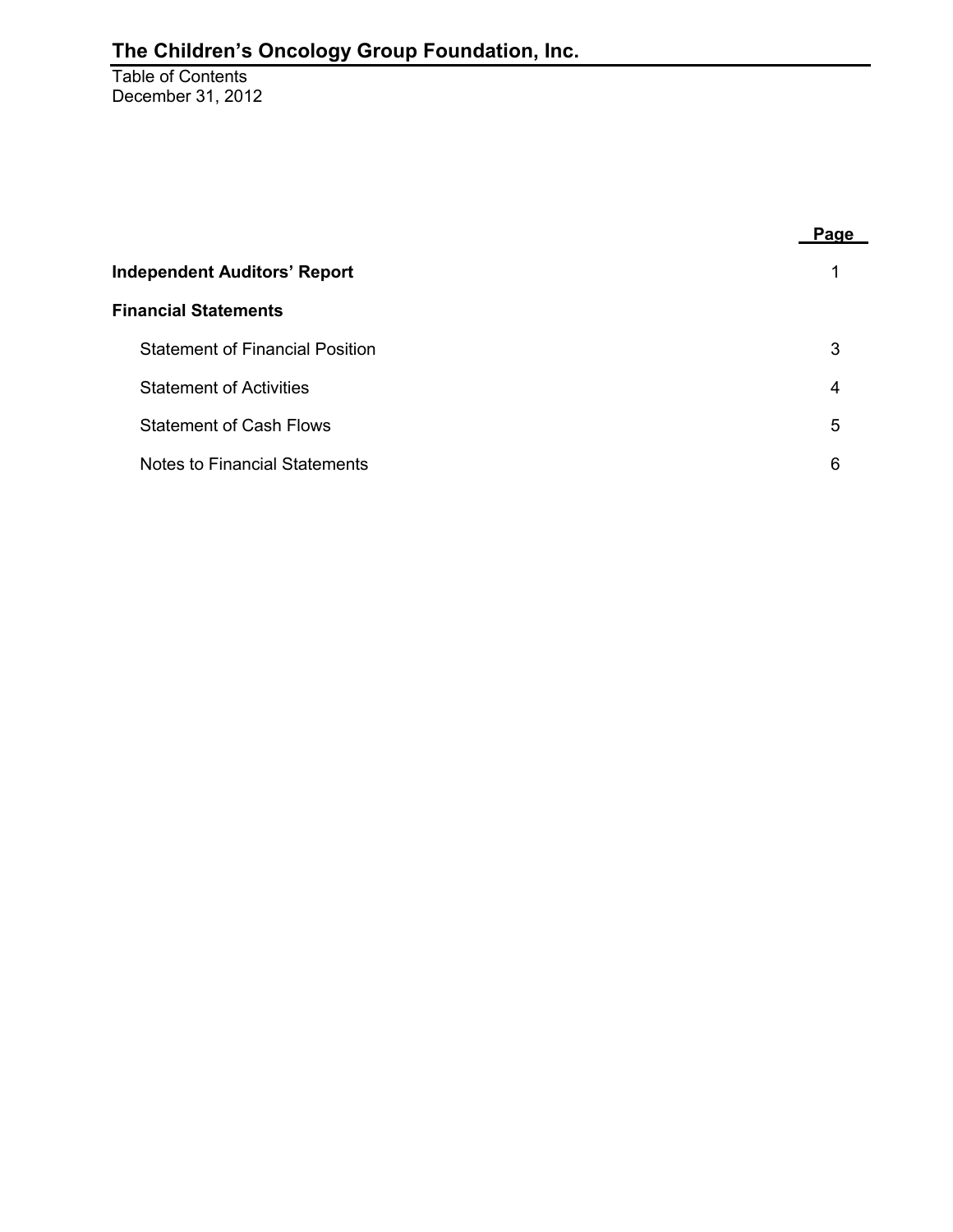# The Children's Oncology Group Foundation, Inc.

Table of Contents
December 31, 2012

| | Page |
|---|---|
| **Independent Auditors' Report** | 1 |
| **Financial Statements** | |
| Statement of Financial Position | 3 |
| Statement of Activities | 4 |
| Statement of Cash Flows | 5 |
| Notes to Financial Statements | 6 |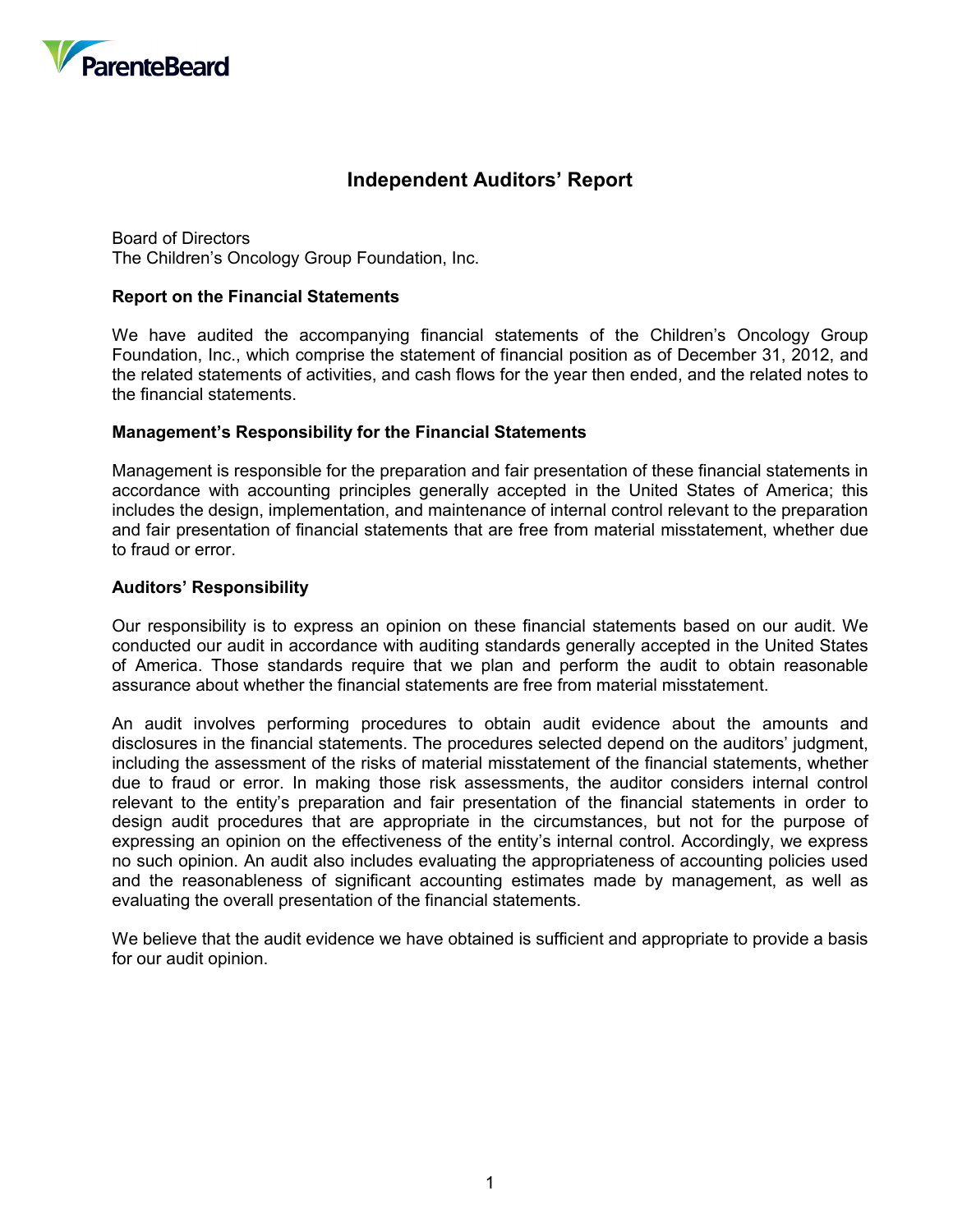ParenteBeard

# Independent Auditors' Report

Board of Directors
The Children's Oncology Group Foundation, Inc.

**Report on the Financial Statements**

We have audited the accompanying financial statements of the Children's Oncology Group Foundation, Inc., which comprise the statement of financial position as of December 31, 2012, and the related statements of activities, and cash flows for the year then ended, and the related notes to the financial statements.

**Management's Responsibility for the Financial Statements**

Management is responsible for the preparation and fair presentation of these financial statements in accordance with accounting principles generally accepted in the United States of America; this includes the design, implementation, and maintenance of internal control relevant to the preparation and fair presentation of financial statements that are free from material misstatement, whether due to fraud or error.

**Auditors' Responsibility**

Our responsibility is to express an opinion on these financial statements based on our audit. We conducted our audit in accordance with auditing standards generally accepted in the United States of America. Those standards require that we plan and perform the audit to obtain reasonable assurance about whether the financial statements are free from material misstatement.

An audit involves performing procedures to obtain audit evidence about the amounts and disclosures in the financial statements. The procedures selected depend on the auditors' judgment, including the assessment of the risks of material misstatement of the financial statements, whether due to fraud or error. In making those risk assessments, the auditor considers internal control relevant to the entity's preparation and fair presentation of the financial statements in order to design audit procedures that are appropriate in the circumstances, but not for the purpose of expressing an opinion on the effectiveness of the entity's internal control. Accordingly, we express no such opinion. An audit also includes evaluating the appropriateness of accounting policies used and the reasonableness of significant accounting estimates made by management, as well as evaluating the overall presentation of the financial statements.

We believe that the audit evidence we have obtained is sufficient and appropriate to provide a basis for our audit opinion.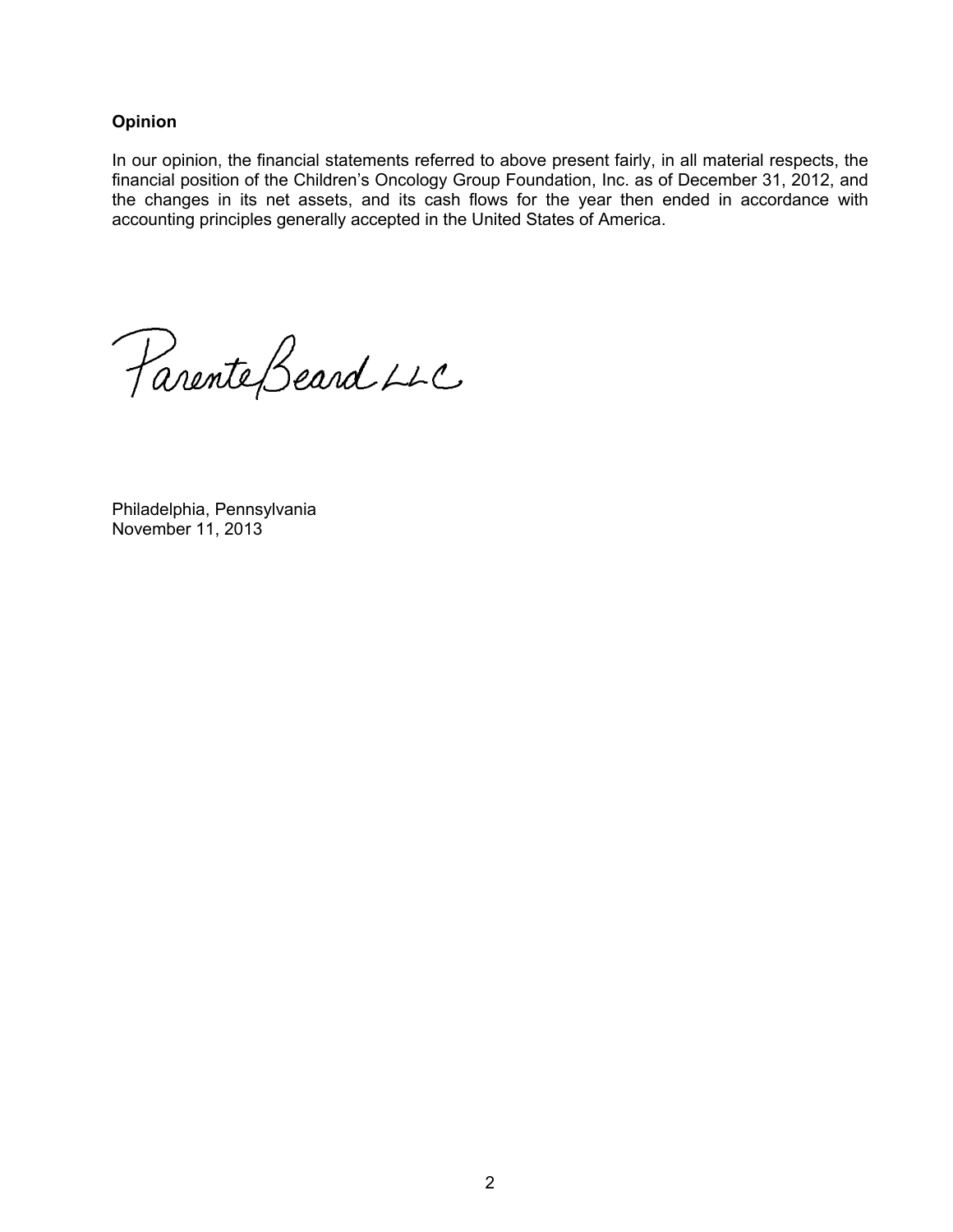**Opinion**

In our opinion, the financial statements referred to above present fairly, in all material respects, the financial position of the Children's Oncology Group Foundation, Inc. as of December 31, 2012, and the changes in its net assets, and its cash flows for the year then ended in accordance with accounting principles generally accepted in the United States of America.

ParenteBeard LLC

Philadelphia, Pennsylvania
November 11, 2013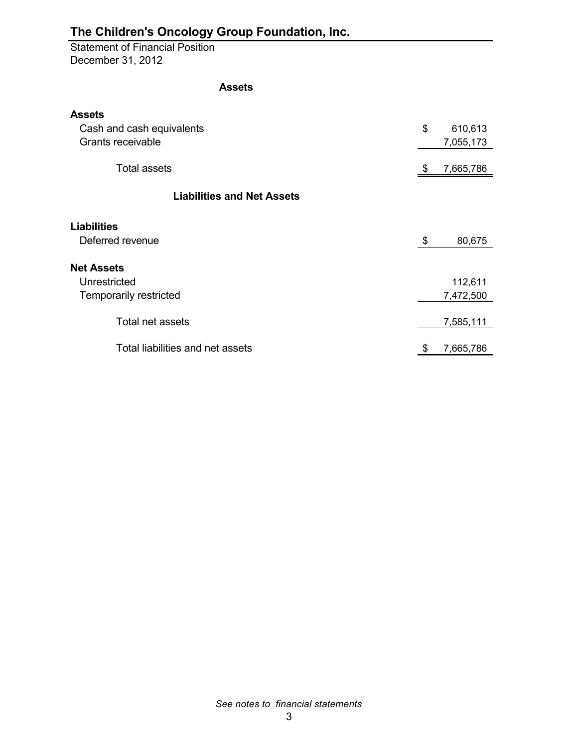# The Children's Oncology Group Foundation, Inc.

Statement of Financial Position
December 31, 2012

| **Assets** | | |
|---|---|---|
| **Assets** | | |
| Cash and cash equivalents | $ | 610,613 |
| Grants receivable | | 7,055,173 |
| Total assets | $ | 7,665,786 |
| **Liabilities and Net Assets** | | |
| **Liabilities** | | |
| Deferred revenue | $ | 80,675 |
| **Net Assets** | | |
| Unrestricted | | 112,611 |
| Temporarily restricted | | 7,472,500 |
| Total net assets | | 7,585,111 |
| Total liabilities and net assets | $ | 7,665,786 |

*See notes to financial statements*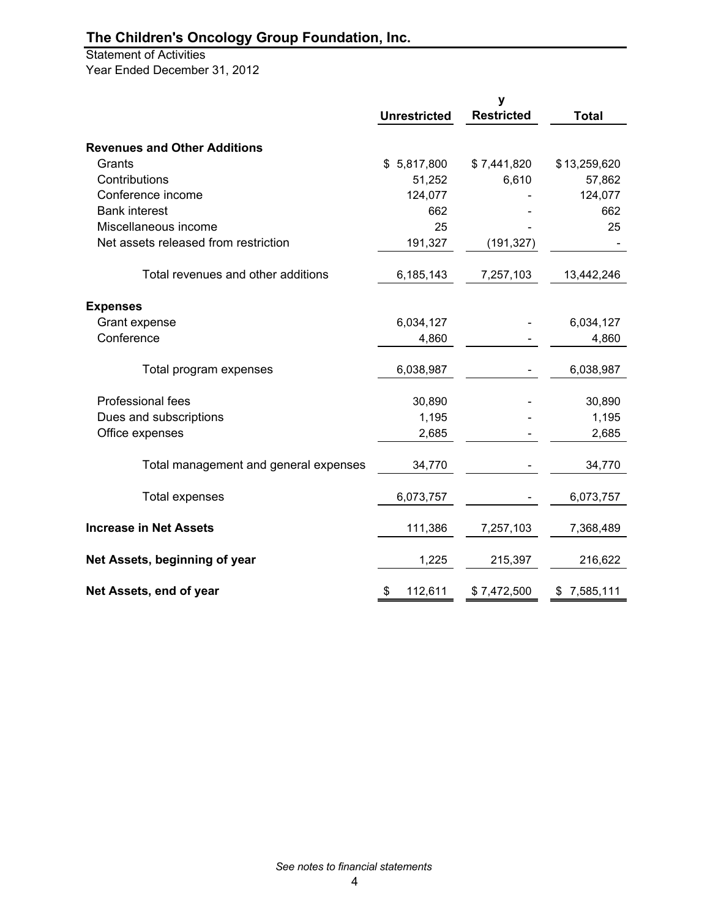# The Children's Oncology Group Foundation, Inc.

Statement of Activities
Year Ended December 31, 2012

| | Unrestricted | y<br>Restricted | Total |
|---|---|---|---|
| **Revenues and Other Additions** | | | |
| Grants | $ 5,817,800 | $ 7,441,820 | $ 13,259,620 |
| Contributions | 51,252 | 6,610 | 57,862 |
| Conference income | 124,077 | - | 124,077 |
| Bank interest | 662 | - | 662 |
| Miscellaneous income | 25 | - | 25 |
| Net assets released from restriction | 191,327 | (191,327) | - |
| Total revenues and other additions | 6,185,143 | 7,257,103 | 13,442,246 |
| **Expenses** | | | |
| Grant expense | 6,034,127 | - | 6,034,127 |
| Conference | 4,860 | - | 4,860 |
| Total program expenses | 6,038,987 | - | 6,038,987 |
| Professional fees | 30,890 | - | 30,890 |
| Dues and subscriptions | 1,195 | - | 1,195 |
| Office expenses | 2,685 | - | 2,685 |
| Total management and general expenses | 34,770 | - | 34,770 |
| Total expenses | 6,073,757 | - | 6,073,757 |
| **Increase in Net Assets** | 111,386 | 7,257,103 | 7,368,489 |
| **Net Assets, beginning of year** | 1,225 | 215,397 | 216,622 |
| **Net Assets, end of year** | $ 112,611 | $ 7,472,500 | $ 7,585,111 |

*See notes to financial statements*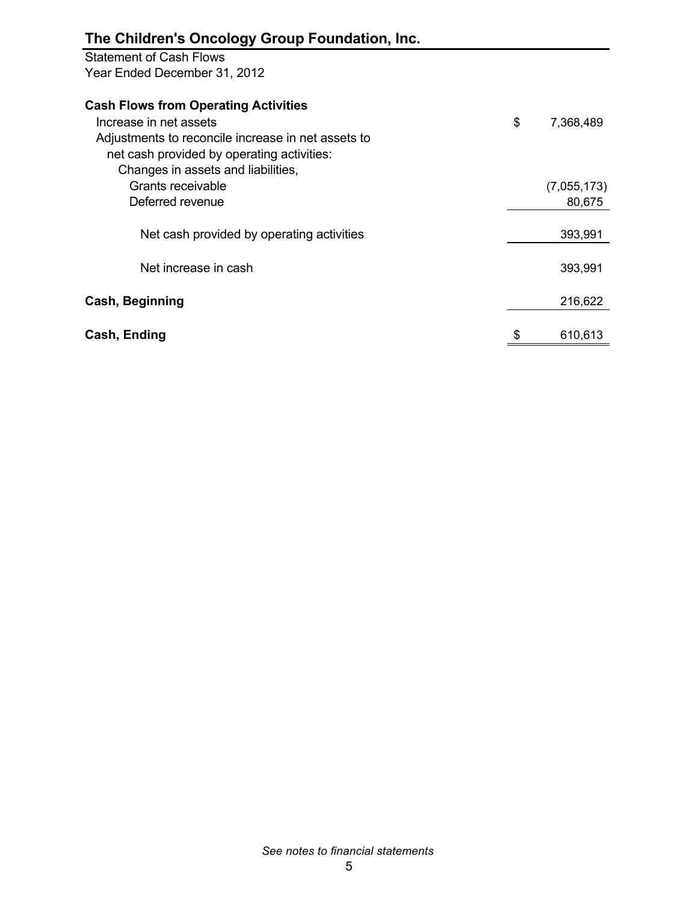# The Children's Oncology Group Foundation, Inc.

Statement of Cash Flows
Year Ended December 31, 2012

| | |
|---|---|
| **Cash Flows from Operating Activities** | |
| Increase in net assets | $ 7,368,489 |
| Adjustments to reconcile increase in net assets to net cash provided by operating activities: | |
| Changes in assets and liabilities, | |
| Grants receivable | (7,055,173) |
| Deferred revenue | 80,675 |
| Net cash provided by operating activities | 393,991 |
| Net increase in cash | 393,991 |
| **Cash, Beginning** | 216,622 |
| **Cash, Ending** | $ 610,613 |

*See notes to financial statements*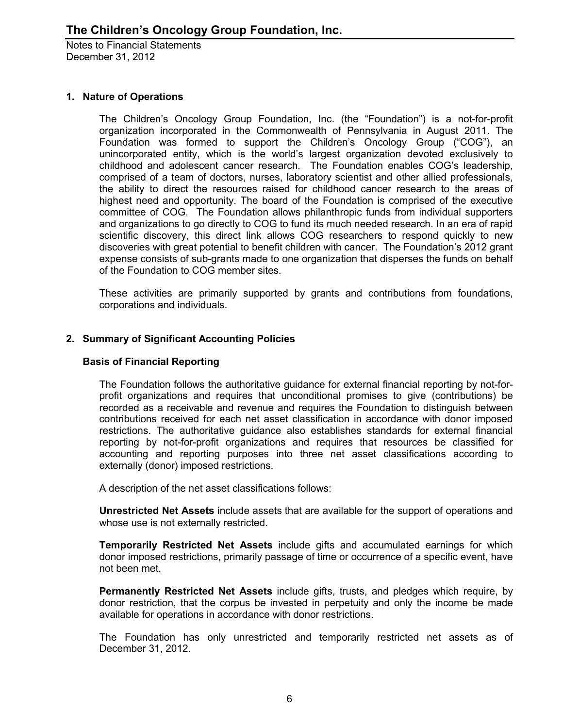# The Children's Oncology Group Foundation, Inc.

Notes to Financial Statements
December 31, 2012

## 1. Nature of Operations

The Children's Oncology Group Foundation, Inc. (the "Foundation") is a not-for-profit organization incorporated in the Commonwealth of Pennsylvania in August 2011. The Foundation was formed to support the Children's Oncology Group ("COG"), an unincorporated entity, which is the world's largest organization devoted exclusively to childhood and adolescent cancer research. The Foundation enables COG's leadership, comprised of a team of doctors, nurses, laboratory scientist and other allied professionals, the ability to direct the resources raised for childhood cancer research to the areas of highest need and opportunity. The board of the Foundation is comprised of the executive committee of COG. The Foundation allows philanthropic funds from individual supporters and organizations to go directly to COG to fund its much needed research. In an era of rapid scientific discovery, this direct link allows COG researchers to respond quickly to new discoveries with great potential to benefit children with cancer. The Foundation's 2012 grant expense consists of sub-grants made to one organization that disperses the funds on behalf of the Foundation to COG member sites.

These activities are primarily supported by grants and contributions from foundations, corporations and individuals.

## 2. Summary of Significant Accounting Policies

### Basis of Financial Reporting

The Foundation follows the authoritative guidance for external financial reporting by not-for-profit organizations and requires that unconditional promises to give (contributions) be recorded as a receivable and revenue and requires the Foundation to distinguish between contributions received for each net asset classification in accordance with donor imposed restrictions. The authoritative guidance also establishes standards for external financial reporting by not-for-profit organizations and requires that resources be classified for accounting and reporting purposes into three net asset classifications according to externally (donor) imposed restrictions.

A description of the net asset classifications follows:

**Unrestricted Net Assets** include assets that are available for the support of operations and whose use is not externally restricted.

**Temporarily Restricted Net Assets** include gifts and accumulated earnings for which donor imposed restrictions, primarily passage of time or occurrence of a specific event, have not been met.

**Permanently Restricted Net Assets** include gifts, trusts, and pledges which require, by donor restriction, that the corpus be invested in perpetuity and only the income be made available for operations in accordance with donor restrictions.

The Foundation has only unrestricted and temporarily restricted net assets as of December 31, 2012.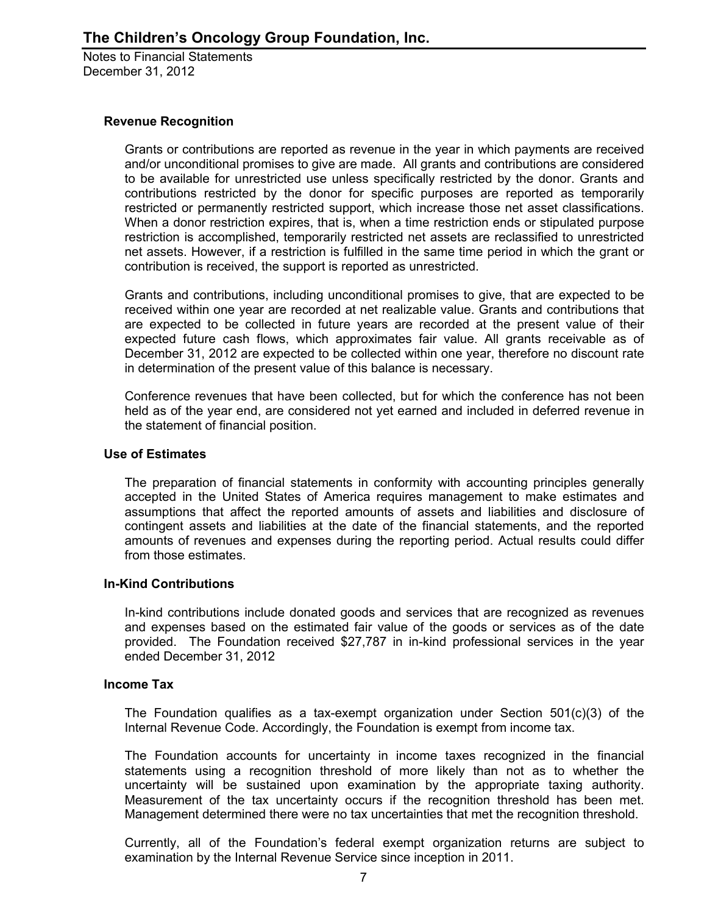# The Children's Oncology Group Foundation, Inc.

Notes to Financial Statements
December 31, 2012

### Revenue Recognition

Grants or contributions are reported as revenue in the year in which payments are received and/or unconditional promises to give are made. All grants and contributions are considered to be available for unrestricted use unless specifically restricted by the donor. Grants and contributions restricted by the donor for specific purposes are reported as temporarily restricted or permanently restricted support, which increase those net asset classifications. When a donor restriction expires, that is, when a time restriction ends or stipulated purpose restriction is accomplished, temporarily restricted net assets are reclassified to unrestricted net assets. However, if a restriction is fulfilled in the same time period in which the grant or contribution is received, the support is reported as unrestricted.

Grants and contributions, including unconditional promises to give, that are expected to be received within one year are recorded at net realizable value. Grants and contributions that are expected to be collected in future years are recorded at the present value of their expected future cash flows, which approximates fair value. All grants receivable as of December 31, 2012 are expected to be collected within one year, therefore no discount rate in determination of the present value of this balance is necessary.

Conference revenues that have been collected, but for which the conference has not been held as of the year end, are considered not yet earned and included in deferred revenue in the statement of financial position.

### Use of Estimates

The preparation of financial statements in conformity with accounting principles generally accepted in the United States of America requires management to make estimates and assumptions that affect the reported amounts of assets and liabilities and disclosure of contingent assets and liabilities at the date of the financial statements, and the reported amounts of revenues and expenses during the reporting period. Actual results could differ from those estimates.

### In-Kind Contributions

In-kind contributions include donated goods and services that are recognized as revenues and expenses based on the estimated fair value of the goods or services as of the date provided. The Foundation received $27,787 in in-kind professional services in the year ended December 31, 2012

### Income Tax

The Foundation qualifies as a tax-exempt organization under Section 501(c)(3) of the Internal Revenue Code. Accordingly, the Foundation is exempt from income tax.

The Foundation accounts for uncertainty in income taxes recognized in the financial statements using a recognition threshold of more likely than not as to whether the uncertainty will be sustained upon examination by the appropriate taxing authority. Measurement of the tax uncertainty occurs if the recognition threshold has been met. Management determined there were no tax uncertainties that met the recognition threshold.

Currently, all of the Foundation's federal exempt organization returns are subject to examination by the Internal Revenue Service since inception in 2011.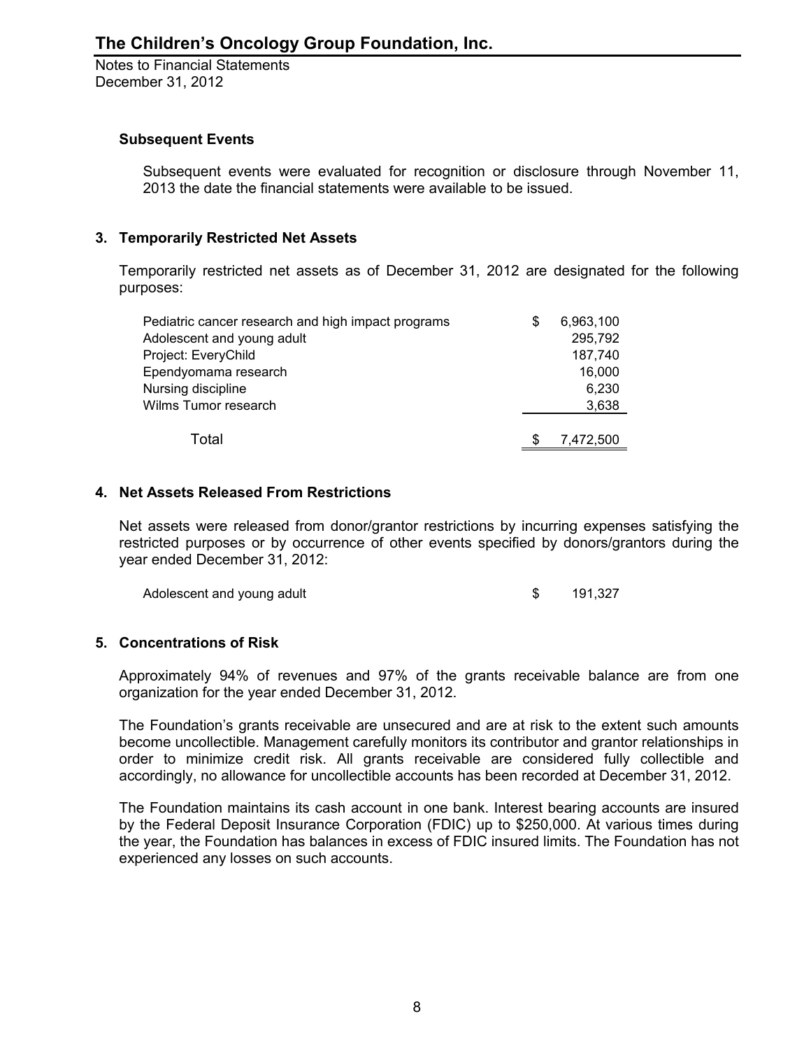### Subsequent Events

Subsequent events were evaluated for recognition or disclosure through November 11, 2013 the date the financial statements were available to be issued.

### 3. Temporarily Restricted Net Assets

Temporarily restricted net assets as of December 31, 2012 are designated for the following purposes:

| | |
|---|---|
| Pediatric cancer research and high impact programs | $ 6,963,100 |
| Adolescent and young adult | 295,792 |
| Project: EveryChild | 187,740 |
| Ependyomama research | 16,000 |
| Nursing discipline | 6,230 |
| Wilms Tumor research | 3,638 |
| Total | $ 7,472,500 |

### 4. Net Assets Released From Restrictions

Net assets were released from donor/grantor restrictions by incurring expenses satisfying the restricted purposes or by occurrence of other events specified by donors/grantors during the year ended December 31, 2012:

| | |
|---|---|
| Adolescent and young adult | $ 191,327 |

### 5. Concentrations of Risk

Approximately 94% of revenues and 97% of the grants receivable balance are from one organization for the year ended December 31, 2012.

The Foundation's grants receivable are unsecured and are at risk to the extent such amounts become uncollectible. Management carefully monitors its contributor and grantor relationships in order to minimize credit risk. All grants receivable are considered fully collectible and accordingly, no allowance for uncollectible accounts has been recorded at December 31, 2012.

The Foundation maintains its cash account in one bank. Interest bearing accounts are insured by the Federal Deposit Insurance Corporation (FDIC) up to $250,000. At various times during the year, the Foundation has balances in excess of FDIC insured limits. The Foundation has not experienced any losses on such accounts.